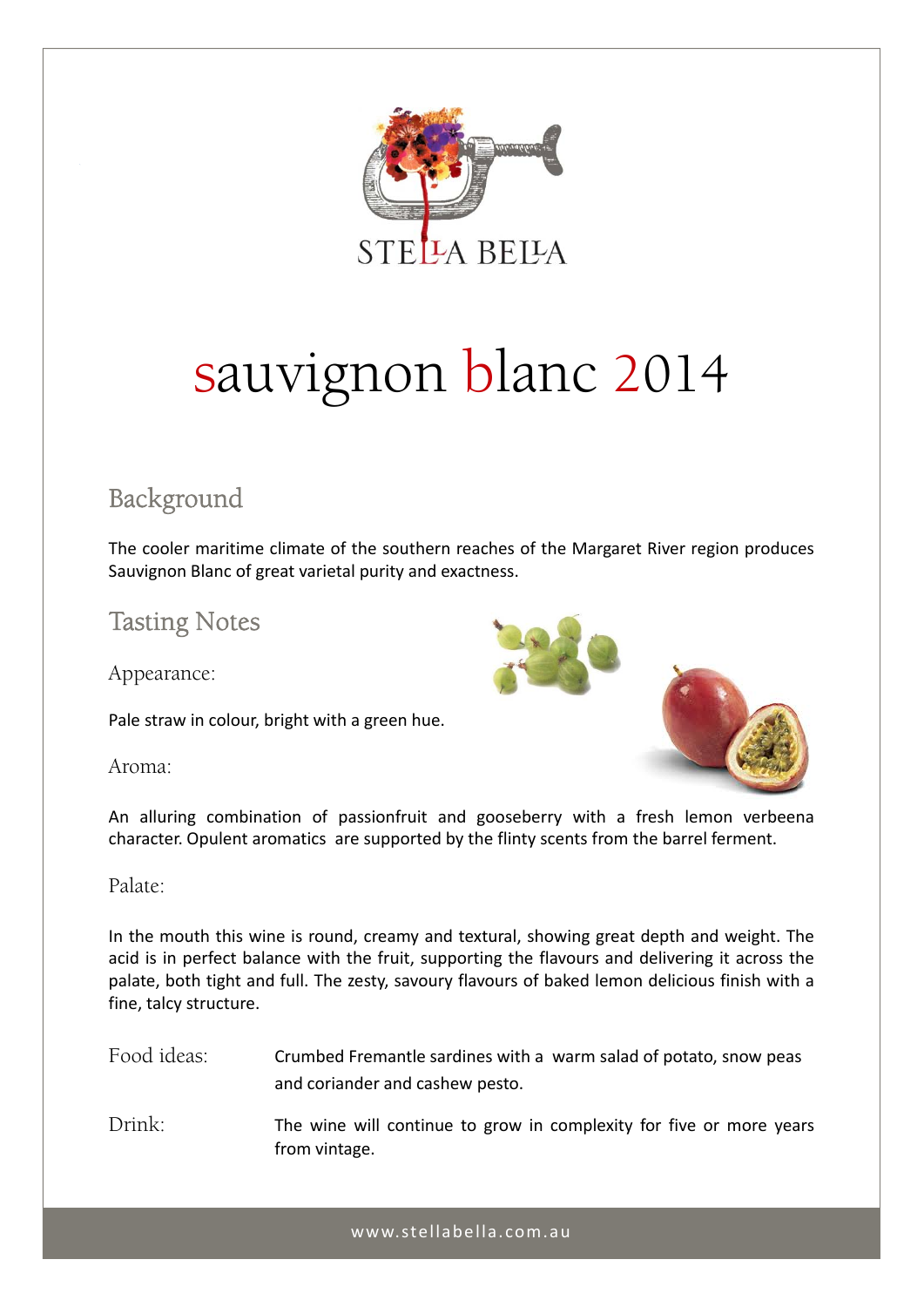STELLA BELLA

# sauvignon blanc 2014

## Background

The cooler maritime climate of the southern reaches of the Margaret River region produces Sauvignon Blanc of great varietal purity and exactness.

## Tasting Notes

### Appearance:

Pale straw in colour, bright with a green hue.

### Aroma:

An alluring combination of passionfruit and gooseberry with a fresh lemon verbeena character. Opulent aromatics are supported by the flinty scents from the barrel ferment.

### Palate:

In the mouth this wine is round, creamy and textural, showing great depth and weight. The acid is in perfect balance with the fruit, supporting the flavours and delivering it across the palate, both tight and full. The zesty, savoury flavours of baked lemon delicious finish with a fine, talcy structure.

**Food ideas:** Crumbed Fremantle sardines with a warm salad of potato, snow peas and coriander and cashew pesto.

**Drink:** The wine will continue to grow in complexity for five or more years from vintage.

www.stellabella.com.au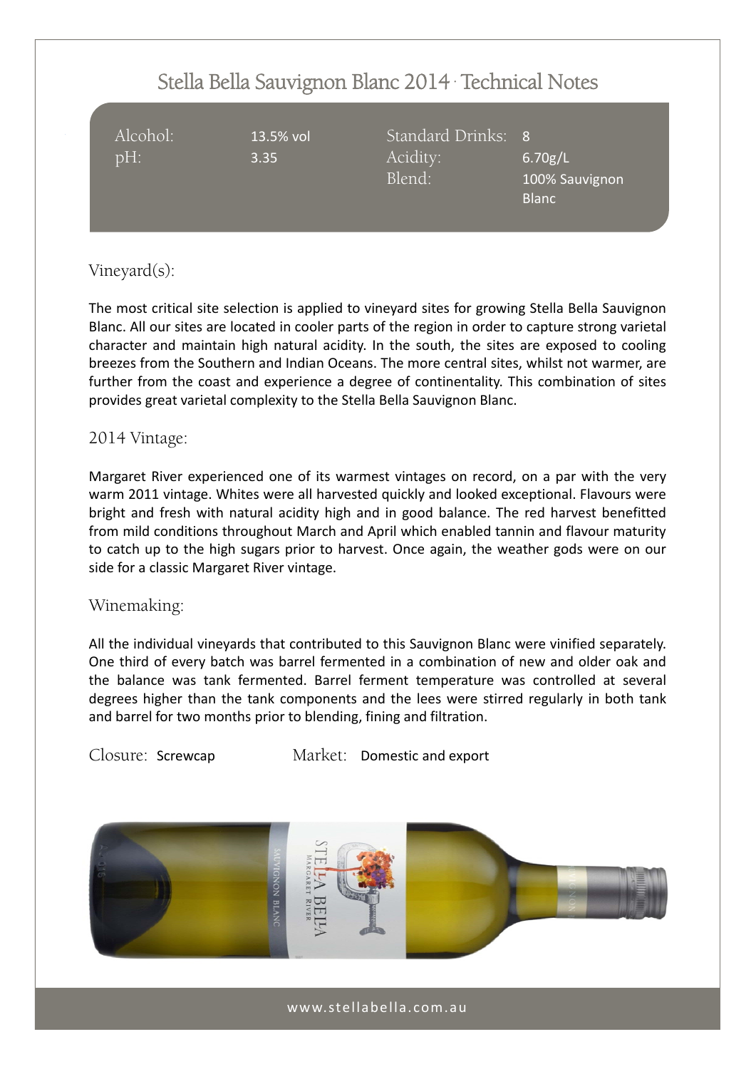# Stella Bella Sauvignon Blanc 2014 · Technical Notes

| | | | |
|---|---|---|---|
| Alcohol: | 13.5% vol | Standard Drinks: | 8 |
| pH: | 3.35 | Acidity: | 6.70g/L |
| | | Blend: | 100% Sauvignon Blanc |

## Vineyard(s):

The most critical site selection is applied to vineyard sites for growing Stella Bella Sauvignon Blanc. All our sites are located in cooler parts of the region in order to capture strong varietal character and maintain high natural acidity. In the south, the sites are exposed to cooling breezes from the Southern and Indian Oceans. The more central sites, whilst not warmer, are further from the coast and experience a degree of continentality. This combination of sites provides great varietal complexity to the Stella Bella Sauvignon Blanc.

## 2014 Vintage:

Margaret River experienced one of its warmest vintages on record, on a par with the very warm 2011 vintage. Whites were all harvested quickly and looked exceptional. Flavours were bright and fresh with natural acidity high and in good balance. The red harvest benefitted from mild conditions throughout March and April which enabled tannin and flavour maturity to catch up to the high sugars prior to harvest. Once again, the weather gods were on our side for a classic Margaret River vintage.

## Winemaking:

All the individual vineyards that contributed to this Sauvignon Blanc were vinified separately. One third of every batch was barrel fermented in a combination of new and older oak and the balance was tank fermented. Barrel ferment temperature was controlled at several degrees higher than the tank components and the lees were stirred regularly in both tank and barrel for two months prior to blending, fining and filtration.

Closure: Screwcap    Market: Domestic and export

www.stellabella.com.au